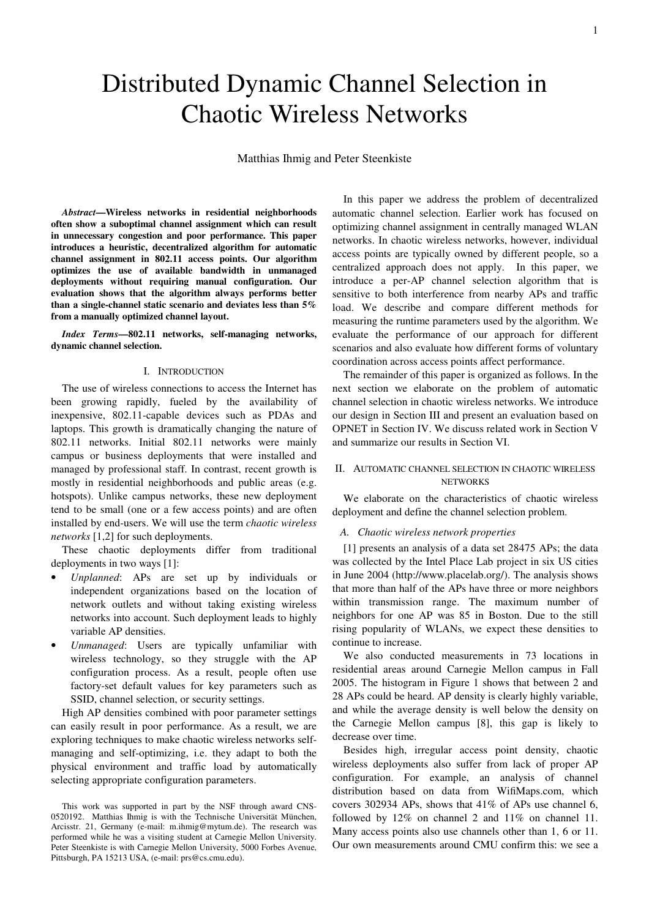# Distributed Dynamic Channel Selection in Chaotic Wireless Networks

Matthias Ihmig and Peter Steenkiste

***Abstract*—Wireless networks in residential neighborhoods often show a suboptimal channel assignment which can result in unnecessary congestion and poor performance. This paper introduces a heuristic, decentralized algorithm for automatic channel assignment in 802.11 access points. Our algorithm optimizes the use of available bandwidth in unmanaged deployments without requiring manual configuration. Our evaluation shows that the algorithm always performs better than a single-channel static scenario and deviates less than 5% from a manually optimized channel layout.**

***Index Terms*—802.11 networks, self-managing networks, dynamic channel selection.**

## I. Introduction

The use of wireless connections to access the Internet has been growing rapidly, fueled by the availability of inexpensive, 802.11-capable devices such as PDAs and laptops. This growth is dramatically changing the nature of 802.11 networks. Initial 802.11 networks were mainly campus or business deployments that were installed and managed by professional staff. In contrast, recent growth is mostly in residential neighborhoods and public areas (e.g. hotspots). Unlike campus networks, these new deployment tend to be small (one or a few access points) and are often installed by end-users. We will use the term *chaotic wireless networks* [1,2] for such deployments.

These chaotic deployments differ from traditional deployments in two ways [1]:

- *Unplanned*: APs are set up by individuals or independent organizations based on the location of network outlets and without taking existing wireless networks into account. Such deployment leads to highly variable AP densities.
- *Unmanaged*: Users are typically unfamiliar with wireless technology, so they struggle with the AP configuration process. As a result, people often use factory-set default values for key parameters such as SSID, channel selection, or security settings.

High AP densities combined with poor parameter settings can easily result in poor performance. As a result, we are exploring techniques to make chaotic wireless networks self-managing and self-optimizing, i.e. they adapt to both the physical environment and traffic load by automatically selecting appropriate configuration parameters.

In this paper we address the problem of decentralized automatic channel selection. Earlier work has focused on optimizing channel assignment in centrally managed WLAN networks. In chaotic wireless networks, however, individual access points are typically owned by different people, so a centralized approach does not apply. In this paper, we introduce a per-AP channel selection algorithm that is sensitive to both interference from nearby APs and traffic load. We describe and compare different methods for measuring the runtime parameters used by the algorithm. We evaluate the performance of our approach for different scenarios and also evaluate how different forms of voluntary coordination across access points affect performance.

The remainder of this paper is organized as follows. In the next section we elaborate on the problem of automatic channel selection in chaotic wireless networks. We introduce our design in Section III and present an evaluation based on OPNET in Section IV. We discuss related work in Section V and summarize our results in Section VI.

## II. Automatic channel selection in chaotic wireless networks

We elaborate on the characteristics of chaotic wireless deployment and define the channel selection problem.

### A. Chaotic wireless network properties

[1] presents an analysis of a data set 28475 APs; the data was collected by the Intel Place Lab project in six US cities in June 2004 (http://www.placelab.org/). The analysis shows that more than half of the APs have three or more neighbors within transmission range. The maximum number of neighbors for one AP was 85 in Boston. Due to the still rising popularity of WLANs, we expect these densities to continue to increase.

We also conducted measurements in 73 locations in residential areas around Carnegie Mellon campus in Fall 2005. The histogram in Figure 1 shows that between 2 and 28 APs could be heard. AP density is clearly highly variable, and while the average density is well below the density on the Carnegie Mellon campus [8], this gap is likely to decrease over time.

Besides high, irregular access point density, chaotic wireless deployments also suffer from lack of proper AP configuration. For example, an analysis of channel distribution based on data from WifiMaps.com, which covers 302934 APs, shows that 41% of APs use channel 6, followed by 12% on channel 2 and 11% on channel 11. Many access points also use channels other than 1, 6 or 11. Our own measurements around CMU confirm this: we see a

This work was supported in part by the NSF through award CNS-0520192. Matthias Ihmig is with the Technische Universität München, Arcisstr. 21, Germany (e-mail: m.ihmig@mytum.de). The research was performed while he was a visiting student at Carnegie Mellon University. Peter Steenkiste is with Carnegie Mellon University, 5000 Forbes Avenue, Pittsburgh, PA 15213 USA, (e-mail: prs@cs.cmu.edu).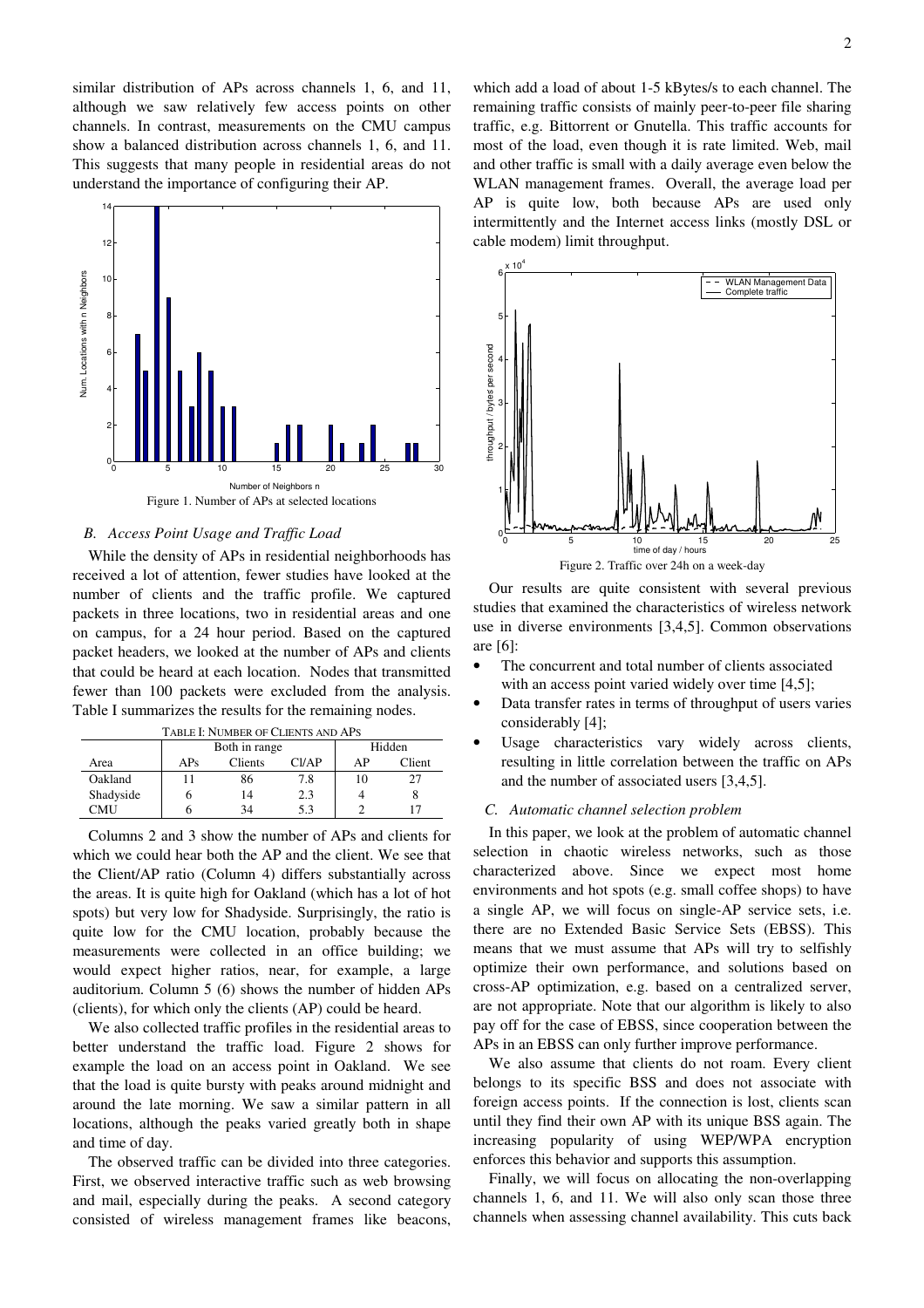similar distribution of APs across channels 1, 6, and 11, although we saw relatively few access points on other channels. In contrast, measurements on the CMU campus show a balanced distribution across channels 1, 6, and 11. This suggests that many people in residential areas do not understand the importance of configuring their AP.

Figure 1. Number of APs at selected locations

### B. Access Point Usage and Traffic Load

While the density of APs in residential neighborhoods has received a lot of attention, fewer studies have looked at the number of clients and the traffic profile. We captured packets in three locations, two in residential areas and one on campus, for a 24 hour period. Based on the captured packet headers, we looked at the number of APs and clients that could be heard at each location. Nodes that transmitted fewer than 100 packets were excluded from the analysis. Table I summarizes the results for the remaining nodes.

TABLE I: NUMBER OF CLIENTS AND APS

| | Both in range | | | Hidden | |
|---|---|---|---|---|---|
| Area | APs | Clients | Cl/AP | AP | Client |
| Oakland | 11 | 86 | 7.8 | 10 | 27 |
| Shadyside | 6 | 14 | 2.3 | 4 | 8 |
| CMU | 6 | 34 | 5.3 | 2 | 17 |

Columns 2 and 3 show the number of APs and clients for which we could hear both the AP and the client. We see that the Client/AP ratio (Column 4) differs substantially across the areas. It is quite high for Oakland (which has a lot of hot spots) but very low for Shadyside. Surprisingly, the ratio is quite low for the CMU location, probably because the measurements were collected in an office building; we would expect higher ratios, near, for example, a large auditorium. Column 5 (6) shows the number of hidden APs (clients), for which only the clients (AP) could be heard.

We also collected traffic profiles in the residential areas to better understand the traffic load. Figure 2 shows for example the load on an access point in Oakland. We see that the load is quite bursty with peaks around midnight and around the late morning. We saw a similar pattern in all locations, although the peaks varied greatly both in shape and time of day.

The observed traffic can be divided into three categories. First, we observed interactive traffic such as web browsing and mail, especially during the peaks. A second category consisted of wireless management frames like beacons, which add a load of about 1-5 kBytes/s to each channel. The remaining traffic consists of mainly peer-to-peer file sharing traffic, e.g. Bittorrent or Gnutella. This traffic accounts for most of the load, even though it is rate limited. Web, mail and other traffic is small with a daily average even below the WLAN management frames. Overall, the average load per AP is quite low, both because APs are used only intermittently and the Internet access links (mostly DSL or cable modem) limit throughput.

Figure 2. Traffic over 24h on a week-day

Our results are quite consistent with several previous studies that examined the characteristics of wireless network use in diverse environments [3,4,5]. Common observations are [6]:

- The concurrent and total number of clients associated with an access point varied widely over time [4,5];
- Data transfer rates in terms of throughput of users varies considerably [4];
- Usage characteristics vary widely across clients, resulting in little correlation between the traffic on APs and the number of associated users [3,4,5].

### C. Automatic channel selection problem

In this paper, we look at the problem of automatic channel selection in chaotic wireless networks, such as those characterized above. Since we expect most home environments and hot spots (e.g. small coffee shops) to have a single AP, we will focus on single-AP service sets, i.e. there are no Extended Basic Service Sets (EBSS). This means that we must assume that APs will try to selfishly optimize their own performance, and solutions based on cross-AP optimization, e.g. based on a centralized server, are not appropriate. Note that our algorithm is likely to also pay off for the case of EBSS, since cooperation between the APs in an EBSS can only further improve performance.

We also assume that clients do not roam. Every client belongs to its specific BSS and does not associate with foreign access points. If the connection is lost, clients scan until they find their own AP with its unique BSS again. The increasing popularity of using WEP/WPA encryption enforces this behavior and supports this assumption.

Finally, we will focus on allocating the non-overlapping channels 1, 6, and 11. We will also only scan those three channels when assessing channel availability. This cuts back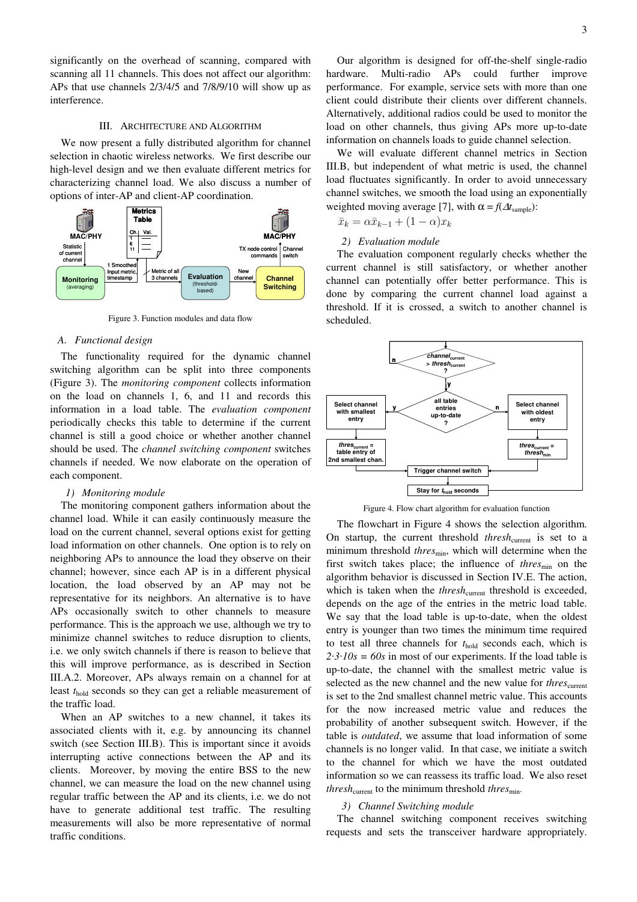significantly on the overhead of scanning, compared with scanning all 11 channels. This does not affect our algorithm: APs that use channels 2/3/4/5 and 7/8/9/10 will show up as interference.

## III. Architecture and Algorithm

We now present a fully distributed algorithm for channel selection in chaotic wireless networks. We first describe our high-level design and we then evaluate different metrics for characterizing channel load. We also discuss a number of options of inter-AP and client-AP coordination.

Figure 3. Function modules and data flow

### A. Functional design

The functionality required for the dynamic channel switching algorithm can be split into three components (Figure 3). The *monitoring component* collects information on the load on channels 1, 6, and 11 and records this information in a load table. The *evaluation component* periodically checks this table to determine if the current channel is still a good choice or whether another channel should be used. The *channel switching component* switches channels if needed. We now elaborate on the operation of each component.

#### 1) Monitoring module

The monitoring component gathers information about the channel load. While it can easily continuously measure the load on the current channel, several options exist for getting load information on other channels. One option is to rely on neighboring APs to announce the load they observe on their channel; however, since each AP is in a different physical location, the load observed by an AP may not be representative for its neighbors. An alternative is to have APs occasionally switch to other channels to measure performance. This is the approach we use, although we try to minimize channel switches to reduce disruption to clients, i.e. we only switch channels if there is reason to believe that this will improve performance, as is described in Section III.A.2. Moreover, APs always remain on a channel for at least $t_{\text{hold}}$ seconds so they can get a reliable measurement of the traffic load.

When an AP switches to a new channel, it takes its associated clients with it, e.g. by announcing its channel switch (see Section III.B). This is important since it avoids interrupting active connections between the AP and its clients. Moreover, by moving the entire BSS to the new channel, we can measure the load on the new channel using regular traffic between the AP and its clients, i.e. we do not have to generate additional test traffic. The resulting measurements will also be more representative of normal traffic conditions.

Our algorithm is designed for off-the-shelf single-radio hardware. Multi-radio APs could further improve performance. For example, service sets with more than one client could distribute their clients over different channels. Alternatively, additional radios could be used to monitor the load on other channels, thus giving APs more up-to-date information on channels loads to guide channel selection.

We will evaluate different channel metrics in Section III.B, but independent of what metric is used, the channel load fluctuates significantly. In order to avoid unnecessary channel switches, we smooth the load using an exponentially weighted moving average [7], with $\alpha = f(\Delta t_{\text{sample}})$:

$$\bar{x}_k = \alpha \bar{x}_{k-1} + (1 - \alpha) x_k$$

#### 2) Evaluation module

The evaluation component regularly checks whether the current channel is still satisfactory, or whether another channel can potentially offer better performance. This is done by comparing the current channel load against a threshold. If it is crossed, a switch to another channel is scheduled.

Figure 4. Flow chart algorithm for evaluation function

The flowchart in Figure 4 shows the selection algorithm. On startup, the current threshold $\textit{thresh}_{\text{current}}$ is set to a minimum threshold $\textit{thres}_{\min}$, which will determine when the first switch takes place; the influence of $\textit{thres}_{\min}$ on the algorithm behavior is discussed in Section IV.E. The action, which is taken when the $\textit{thresh}_{\text{current}}$ threshold is exceeded, depends on the age of the entries in the metric load table. We say that the load table is up-to-date, when the oldest entry is younger than two times the minimum time required to test all three channels for $t_{\text{hold}}$ seconds each, which is $2 \cdot 3 \cdot 10s = 60s$ in most of our experiments. If the load table is up-to-date, the channel with the smallest metric value is selected as the new channel and the new value for $\textit{thres}_{\text{current}}$ is set to the 2nd smallest channel metric value. This accounts for the now increased metric value and reduces the probability of another subsequent switch. However, if the table is *outdated*, we assume that load information of some channels is no longer valid. In that case, we initiate a switch to the channel for which we have the most outdated information so we can reassess its traffic load. We also reset $\textit{thresh}_{\text{current}}$ to the minimum threshold $\textit{thres}_{\min}$.

#### 3) Channel Switching module

The channel switching component receives switching requests and sets the transceiver hardware appropriately.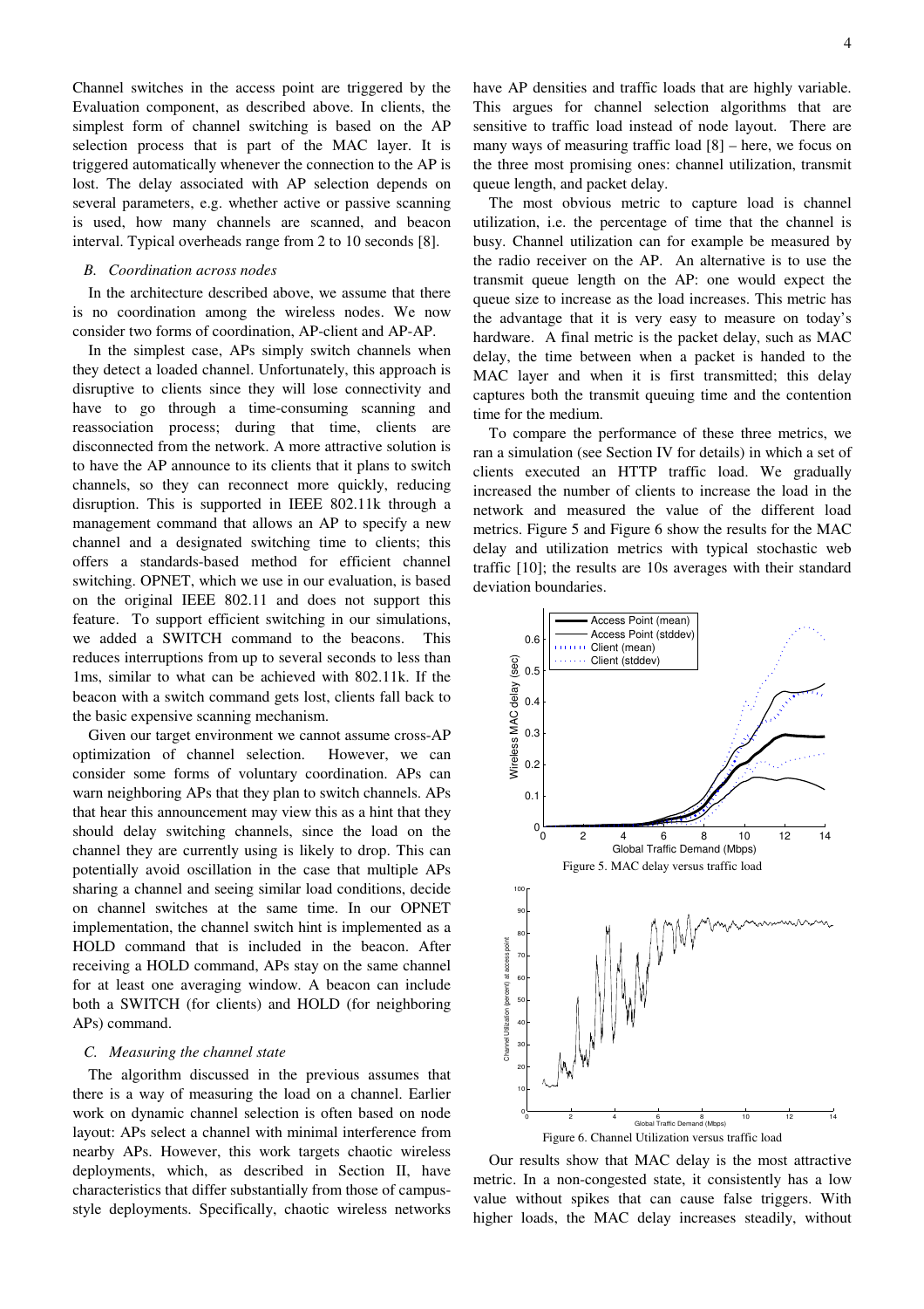Channel switches in the access point are triggered by the Evaluation component, as described above. In clients, the simplest form of channel switching is based on the AP selection process that is part of the MAC layer. It is triggered automatically whenever the connection to the AP is lost. The delay associated with AP selection depends on several parameters, e.g. whether active or passive scanning is used, how many channels are scanned, and beacon interval. Typical overheads range from 2 to 10 seconds [8].

### *B. Coordination across nodes*

In the architecture described above, we assume that there is no coordination among the wireless nodes. We now consider two forms of coordination, AP-client and AP-AP.

In the simplest case, APs simply switch channels when they detect a loaded channel. Unfortunately, this approach is disruptive to clients since they will lose connectivity and have to go through a time-consuming scanning and reassociation process; during that time, clients are disconnected from the network. A more attractive solution is to have the AP announce to its clients that it plans to switch channels, so they can reconnect more quickly, reducing disruption. This is supported in IEEE 802.11k through a management command that allows an AP to specify a new channel and a designated switching time to clients; this offers a standards-based method for efficient channel switching. OPNET, which we use in our evaluation, is based on the original IEEE 802.11 and does not support this feature. To support efficient switching in our simulations, we added a SWITCH command to the beacons. This reduces interruptions from up to several seconds to less than 1ms, similar to what can be achieved with 802.11k. If the beacon with a switch command gets lost, clients fall back to the basic expensive scanning mechanism.

Given our target environment we cannot assume cross-AP optimization of channel selection. However, we can consider some forms of voluntary coordination. APs can warn neighboring APs that they plan to switch channels. APs that hear this announcement may view this as a hint that they should delay switching channels, since the load on the channel they are currently using is likely to drop. This can potentially avoid oscillation in the case that multiple APs sharing a channel and seeing similar load conditions, decide on channel switches at the same time. In our OPNET implementation, the channel switch hint is implemented as a HOLD command that is included in the beacon. After receiving a HOLD command, APs stay on the same channel for at least one averaging window. A beacon can include both a SWITCH (for clients) and HOLD (for neighboring APs) command.

### *C. Measuring the channel state*

The algorithm discussed in the previous assumes that there is a way of measuring the load on a channel. Earlier work on dynamic channel selection is often based on node layout: APs select a channel with minimal interference from nearby APs. However, this work targets chaotic wireless deployments, which, as described in Section II, have characteristics that differ substantially from those of campus-style deployments. Specifically, chaotic wireless networks have AP densities and traffic loads that are highly variable. This argues for channel selection algorithms that are sensitive to traffic load instead of node layout. There are many ways of measuring traffic load [8] – here, we focus on the three most promising ones: channel utilization, transmit queue length, and packet delay.

The most obvious metric to capture load is channel utilization, i.e. the percentage of time that the channel is busy. Channel utilization can for example be measured by the radio receiver on the AP. An alternative is to use the transmit queue length on the AP: one would expect the queue size to increase as the load increases. This metric has the advantage that it is very easy to measure on today's hardware. A final metric is the packet delay, such as MAC delay, the time between when a packet is handed to the MAC layer and when it is first transmitted; this delay captures both the transmit queuing time and the contention time for the medium.

To compare the performance of these three metrics, we ran a simulation (see Section IV for details) in which a set of clients executed an HTTP traffic load. We gradually increased the number of clients to increase the load in the network and measured the value of the different load metrics. Figure 5 and Figure 6 show the results for the MAC delay and utilization metrics with typical stochastic web traffic [10]; the results are 10s averages with their standard deviation boundaries.

Figure 5. MAC delay versus traffic load

Figure 6. Channel Utilization versus traffic load

Our results show that MAC delay is the most attractive metric. In a non-congested state, it consistently has a low value without spikes that can cause false triggers. With higher loads, the MAC delay increases steadily, without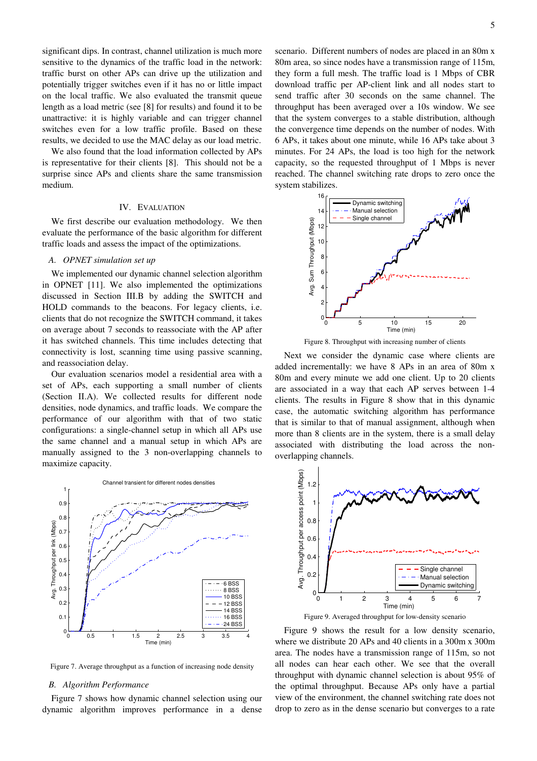significant dips. In contrast, channel utilization is much more sensitive to the dynamics of the traffic load in the network: traffic burst on other APs can drive up the utilization and potentially trigger switches even if it has no or little impact on the local traffic. We also evaluated the transmit queue length as a load metric (see [8] for results) and found it to be unattractive: it is highly variable and can trigger channel switches even for a low traffic profile. Based on these results, we decided to use the MAC delay as our load metric.

We also found that the load information collected by APs is representative for their clients [8]. This should not be a surprise since APs and clients share the same transmission medium.

## IV. Evaluation

We first describe our evaluation methodology. We then evaluate the performance of the basic algorithm for different traffic loads and assess the impact of the optimizations.

### A. OPNET simulation set up

We implemented our dynamic channel selection algorithm in OPNET [11]. We also implemented the optimizations discussed in Section III.B by adding the SWITCH and HOLD commands to the beacons. For legacy clients, i.e. clients that do not recognize the SWITCH command, it takes on average about 7 seconds to reassociate with the AP after it has switched channels. This time includes detecting that connectivity is lost, scanning time using passive scanning, and reassociation delay.

Our evaluation scenarios model a residential area with a set of APs, each supporting a small number of clients (Section II.A). We collected results for different node densities, node dynamics, and traffic loads. We compare the performance of our algorithm with that of two static configurations: a single-channel setup in which all APs use the same channel and a manual setup in which APs are manually assigned to the 3 non-overlapping channels to maximize capacity.

Figure 7. Average throughput as a function of increasing node density

### B. Algorithm Performance

Figure 7 shows how dynamic channel selection using our dynamic algorithm improves performance in a dense scenario. Different numbers of nodes are placed in an 80m x 80m area, so since nodes have a transmission range of 115m, they form a full mesh. The traffic load is 1 Mbps of CBR download traffic per AP-client link and all nodes start to send traffic after 30 seconds on the same channel. The throughput has been averaged over a 10s window. We see that the system converges to a stable distribution, although the convergence time depends on the number of nodes. With 6 APs, it takes about one minute, while 16 APs take about 3 minutes. For 24 APs, the load is too high for the network capacity, so the requested throughput of 1 Mbps is never reached. The channel switching rate drops to zero once the system stabilizes.

Figure 8. Throughput with increasing number of clients

Next we consider the dynamic case where clients are added incrementally: we have 8 APs in an area of 80m x 80m and every minute we add one client. Up to 20 clients are associated in a way that each AP serves between 1-4 clients. The results in Figure 8 show that in this dynamic case, the automatic switching algorithm has performance that is similar to that of manual assignment, although when more than 8 clients are in the system, there is a small delay associated with distributing the load across the non-overlapping channels.

Figure 9. Averaged throughput for low-density scenario

Figure 9 shows the result for a low density scenario, where we distribute 20 APs and 40 clients in a 300m x 300m area. The nodes have a transmission range of 115m, so not all nodes can hear each other. We see that the overall throughput with dynamic channel selection is about 95% of the optimal throughput. Because APs only have a partial view of the environment, the channel switching rate does not drop to zero as in the dense scenario but converges to a rate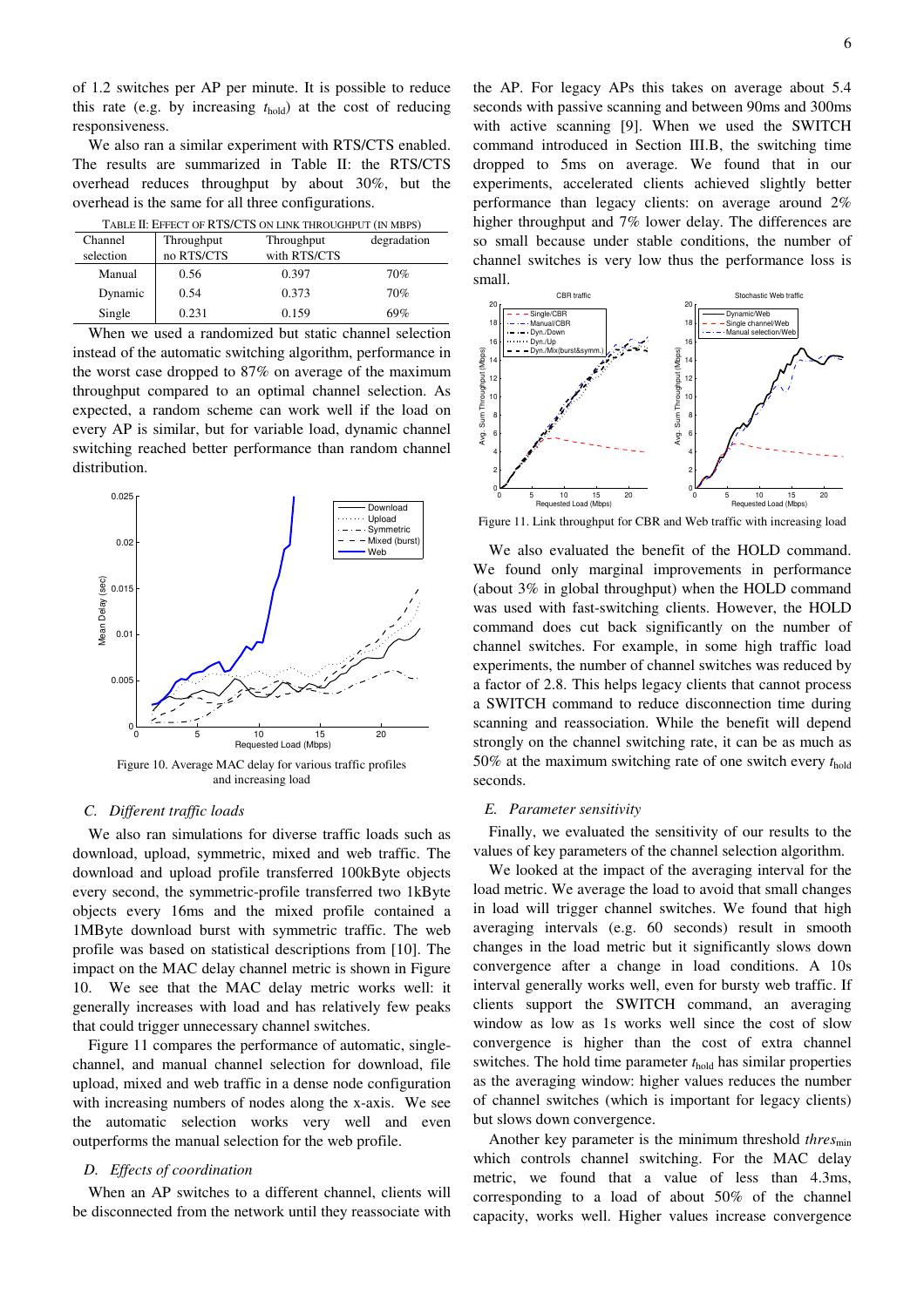of 1.2 switches per AP per minute. It is possible to reduce this rate (e.g. by increasing $t_{hold}$) at the cost of reducing responsiveness.

We also ran a similar experiment with RTS/CTS enabled. The results are summarized in Table II: the RTS/CTS overhead reduces throughput by about 30%, but the overhead is the same for all three configurations.

TABLE II: EFFECT OF RTS/CTS ON LINK THROUGHPUT (IN MBPS)

| Channel selection | Throughput no RTS/CTS | Throughput with RTS/CTS | degradation |
|---|---|---|---|
| Manual | 0.56 | 0.397 | 70% |
| Dynamic | 0.54 | 0.373 | 70% |
| Single | 0.231 | 0.159 | 69% |

When we used a randomized but static channel selection instead of the automatic switching algorithm, performance in the worst case dropped to 87% on average of the maximum throughput compared to an optimal channel selection. As expected, a random scheme can work well if the load on every AP is similar, but for variable load, dynamic channel switching reached better performance than random channel distribution.

Figure 10. Average MAC delay for various traffic profiles and increasing load

### C. Different traffic loads

We also ran simulations for diverse traffic loads such as download, upload, symmetric, mixed and web traffic. The download and upload profile transferred 100kByte objects every second, the symmetric-profile transferred two 1kByte objects every 16ms and the mixed profile contained a 1MByte download burst with symmetric traffic. The web profile was based on statistical descriptions from [10]. The impact on the MAC delay channel metric is shown in Figure 10. We see that the MAC delay metric works well: it generally increases with load and has relatively few peaks that could trigger unnecessary channel switches.

Figure 11 compares the performance of automatic, single-channel, and manual channel selection for download, file upload, mixed and web traffic in a dense node configuration with increasing numbers of nodes along the x-axis. We see the automatic selection works very well and even outperforms the manual selection for the web profile.

### D. Effects of coordination

When an AP switches to a different channel, clients will be disconnected from the network until they reassociate with the AP. For legacy APs this takes on average about 5.4 seconds with passive scanning and between 90ms and 300ms with active scanning [9]. When we used the SWITCH command introduced in Section III.B, the switching time dropped to 5ms on average. We found that in our experiments, accelerated clients achieved slightly better performance than legacy clients: on average around 2% higher throughput and 7% lower delay. The differences are so small because under stable conditions, the number of channel switches is very low thus the performance loss is small.

Figure 11. Link throughput for CBR and Web traffic with increasing load

We also evaluated the benefit of the HOLD command. We found only marginal improvements in performance (about 3% in global throughput) when the HOLD command was used with fast-switching clients. However, the HOLD command does cut back significantly on the number of channel switches. For example, in some high traffic load experiments, the number of channel switches was reduced by a factor of 2.8. This helps legacy clients that cannot process a SWITCH command to reduce disconnection time during scanning and reassociation. While the benefit will depend strongly on the channel switching rate, it can be as much as 50% at the maximum switching rate of one switch every $t_{hold}$ seconds.

### E. Parameter sensitivity

Finally, we evaluated the sensitivity of our results to the values of key parameters of the channel selection algorithm.

We looked at the impact of the averaging interval for the load metric. We average the load to avoid that small changes in load will trigger channel switches. We found that high averaging intervals (e.g. 60 seconds) result in smooth changes in the load metric but it significantly slows down convergence after a change in load conditions. A 10s interval generally works well, even for bursty web traffic. If clients support the SWITCH command, an averaging window as low as 1s works well since the cost of slow convergence is higher than the cost of extra channel switches. The hold time parameter $t_{hold}$ has similar properties as the averaging window: higher values reduces the number of channel switches (which is important for legacy clients) but slows down convergence.

Another key parameter is the minimum threshold $thres_{min}$ which controls channel switching. For the MAC delay metric, we found that a value of less than 4.3ms, corresponding to a load of about 50% of the channel capacity, works well. Higher values increase convergence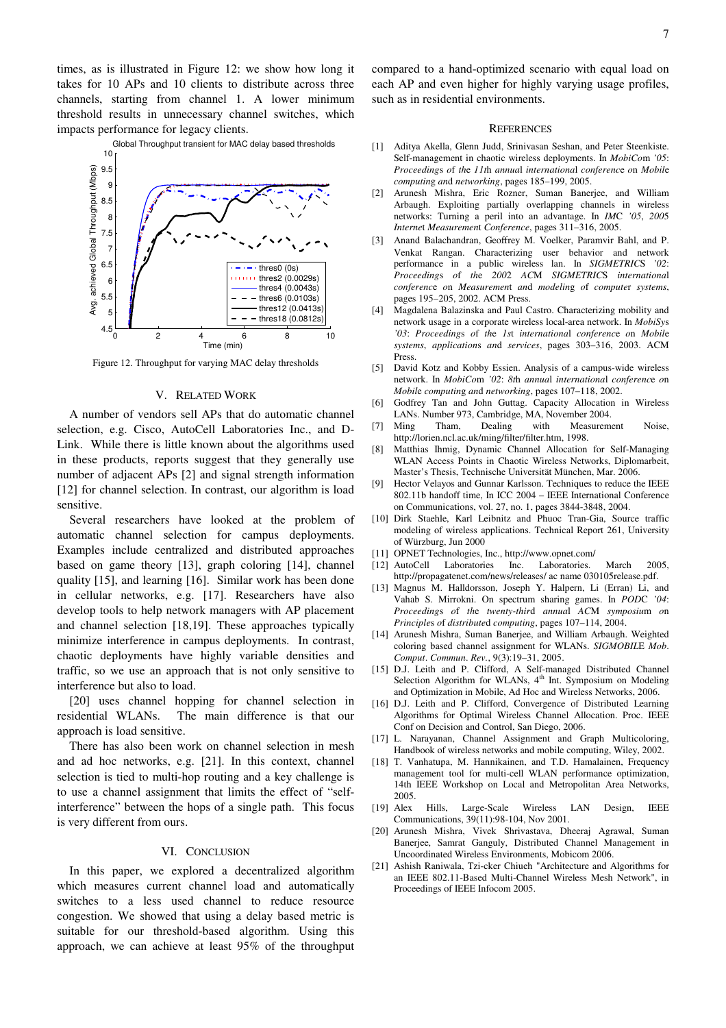times, as is illustrated in Figure 12: we show how long it takes for 10 APs and 10 clients to distribute across three channels, starting from channel 1. A lower minimum threshold results in unnecessary channel switches, which impacts performance for legacy clients.

Global Throughput transient for MAC delay based thresholds

Avg. achieved Global Throughput (Mbps)

Time (min)

thres0 (0s)
thres2 (0.0029s)
thres4 (0.0043s)
thres6 (0.0103s)
thres12 (0.0413s)
thres18 (0.0812s)

Figure 12. Throughput for varying MAC delay thresholds

## V. RELATED WORK

A number of vendors sell APs that do automatic channel selection, e.g. Cisco, AutoCell Laboratories Inc., and D-Link. While there is little known about the algorithms used in these products, reports suggest that they generally use number of adjacent APs [2] and signal strength information [12] for channel selection. In contrast, our algorithm is load sensitive.

Several researchers have looked at the problem of automatic channel selection for campus deployments. Examples include centralized and distributed approaches based on game theory [13], graph coloring [14], channel quality [15], and learning [16]. Similar work has been done in cellular networks, e.g. [17]. Researchers have also develop tools to help network managers with AP placement and channel selection [18,19]. These approaches typically minimize interference in campus deployments. In contrast, chaotic deployments have highly variable densities and traffic, so we use an approach that is not only sensitive to interference but also to load.

[20] uses channel hopping for channel selection in residential WLANs. The main difference is that our approach is load sensitive.

There has also been work on channel selection in mesh and ad hoc networks, e.g. [21]. In this context, channel selection is tied to multi-hop routing and a key challenge is to use a channel assignment that limits the effect of "self-interference" between the hops of a single path. This focus is very different from ours.

## VI. CONCLUSION

In this paper, we explored a decentralized algorithm which measures current channel load and automatically switches to a less used channel to reduce resource congestion. We showed that using a delay based metric is suitable for our threshold-based algorithm. Using this approach, we can achieve at least 95% of the throughput compared to a hand-optimized scenario with equal load on each AP and even higher for highly varying usage profiles, such as in residential environments.

## REFERENCES

[1] Aditya Akella, Glenn Judd, Srinivasan Seshan, and Peter Steenkiste. Self-management in chaotic wireless deployments. In *MobiCom '05: Proceedings of the 11th annual international conference on Mobile computing and networking*, pages 185–199, 2005.

[2] Arunesh Mishra, Eric Rozner, Suman Banerjee, and William Arbaugh. Exploiting partially overlapping channels in wireless networks: Turning a peril into an advantage. In *IMC '05, 2005 Internet Measurement Conference*, pages 311–316, 2005.

[3] Anand Balachandran, Geoffrey M. Voelker, Paramvir Bahl, and P. Venkat Rangan. Characterizing user behavior and network performance in a public wireless lan. In *SIGMETRICS '02: Proceedings of the 2002 ACM SIGMETRICS international conference on Measurement and modeling of computer systems*, pages 195–205, 2002. ACM Press.

[4] Magdalena Balazinska and Paul Castro. Characterizing mobility and network usage in a corporate wireless local-area network. In *MobiSys '03: Proceedings of the 1st international conference on Mobile systems, applications and services*, pages 303–316, 2003. ACM Press.

[5] David Kotz and Kobby Essien. Analysis of a campus-wide wireless network. In *MobiCom '02: 8th annual international conference on Mobile computing and networking*, pages 107–118, 2002.

[6] Godfrey Tan and John Guttag. Capacity Allocation in Wireless LANs. Number 973, Cambridge, MA, November 2004.

[7] Ming Tham, Dealing with Measurement Noise, http://lorien.ncl.ac.uk/ming/filter/filter.htm, 1998.

[8] Matthias Ihmig, Dynamic Channel Allocation for Self-Managing WLAN Access Points in Chaotic Wireless Networks, Diplomarbeit, Master's Thesis, Technische Universität München, Mar. 2006.

[9] Hector Velayos and Gunnar Karlsson. Techniques to reduce the IEEE 802.11b handoff time, In ICC 2004 – IEEE International Conference on Communications, vol. 27, no. 1, pages 3844-3848, 2004.

[10] Dirk Staehle, Karl Leibnitz and Phuoc Tran-Gia, Source traffic modeling of wireless applications. Technical Report 261, University of Würzburg, Jun 2000

[11] OPNET Technologies, Inc., http://www.opnet.com/

[12] AutoCell Laboratories Inc. Laboratories. March 2005, http://propagatenet.com/news/releases/ ac name 030105release.pdf.

[13] Magnus M. Halldorsson, Joseph Y. Halpern, Li (Erran) Li, and Vahab S. Mirrokni. On spectrum sharing games. In *PODC '04: Proceedings of the twenty-third annual ACM symposium on Principles of distributed computing*, pages 107–114, 2004.

[14] Arunesh Mishra, Suman Banerjee, and William Arbaugh. Weighted coloring based channel assignment for WLANs. *SIGMOBILE Mob. Comput. Commun. Rev.*, 9(3):19–31, 2005.

[15] D.J. Leith and P. Clifford, A Self-managed Distributed Channel Selection Algorithm for WLANs, 4th Int. Symposium on Modeling and Optimization in Mobile, Ad Hoc and Wireless Networks, 2006.

[16] D.J. Leith and P. Clifford, Convergence of Distributed Learning Algorithms for Optimal Wireless Channel Allocation. Proc. IEEE Conf on Decision and Control, San Diego, 2006.

[17] L. Narayanan, Channel Assignment and Graph Multicoloring, Handbook of wireless networks and mobile computing, Wiley, 2002.

[18] T. Vanhatupa, M. Hannikainen, and T.D. Hamalainen, Frequency management tool for multi-cell WLAN performance optimization, 14th IEEE Workshop on Local and Metropolitan Area Networks, 2005.

[19] Alex Hills, Large-Scale Wireless LAN Design, IEEE Communications, 39(11):98-104, Nov 2001.

[20] Arunesh Mishra, Vivek Shrivastava, Dheeraj Agrawal, Suman Banerjee, Samrat Ganguly, Distributed Channel Management in Uncoordinated Wireless Environments, Mobicom 2006.

[21] Ashish Raniwala, Tzi-cker Chiueh "Architecture and Algorithms for an IEEE 802.11-Based Multi-Channel Wireless Mesh Network", in Proceedings of IEEE Infocom 2005.